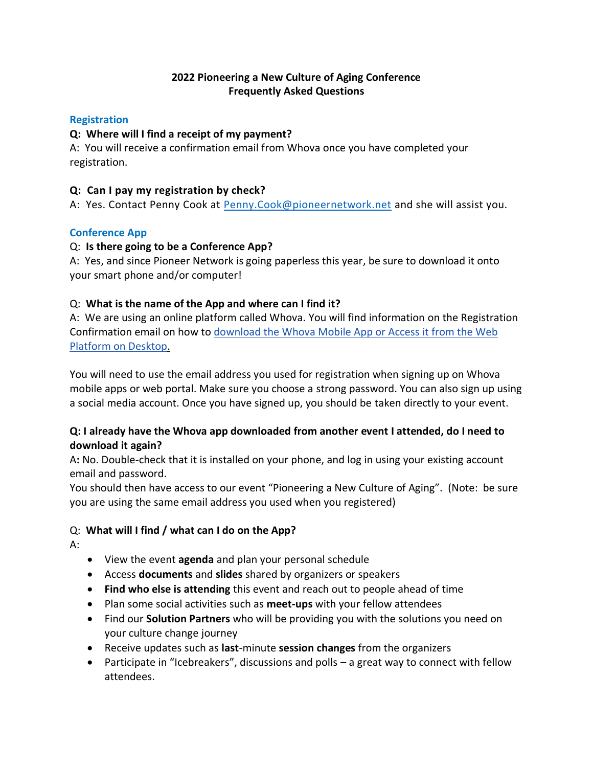# 2022 Pioneering a New Culture of Aging Conference
# Frequently Asked Questions

## Registration

**Q: Where will I find a receipt of my payment?**

A: You will receive a confirmation email from Whova once you have completed your registration.

**Q: Can I pay my registration by check?**

A: Yes. Contact Penny Cook at [Penny.Cook@pioneernetwork.net](mailto:Penny.Cook@pioneernetwork.net) and she will assist you.

## Conference App

Q: **Is there going to be a Conference App?**

A: Yes, and since Pioneer Network is going paperless this year, be sure to download it onto your smart phone and/or computer!

Q: **What is the name of the App and where can I find it?**

A: We are using an online platform called Whova. You will find information on the Registration Confirmation email on how to download the Whova Mobile App or Access it from the Web Platform on Desktop.

You will need to use the email address you used for registration when signing up on Whova mobile apps or web portal. Make sure you choose a strong password. You can also sign up using a social media account. Once you have signed up, you should be taken directly to your event.

**Q: I already have the Whova app downloaded from another event I attended, do I need to download it again?**

A**:** No. Double-check that it is installed on your phone, and log in using your existing account email and password.
You should then have access to our event "Pioneering a New Culture of Aging". (Note: be sure you are using the same email address you used when you registered)

Q: **What will I find / what can I do on the App?**

A:

- View the event **agenda** and plan your personal schedule
- Access **documents** and **slides** shared by organizers or speakers
- **Find who else is attending** this event and reach out to people ahead of time
- Plan some social activities such as **meet-ups** with your fellow attendees
- Find our **Solution Partners** who will be providing you with the solutions you need on your culture change journey
- Receive updates such as **last**-minute **session changes** from the organizers
- Participate in "Icebreakers", discussions and polls – a great way to connect with fellow attendees.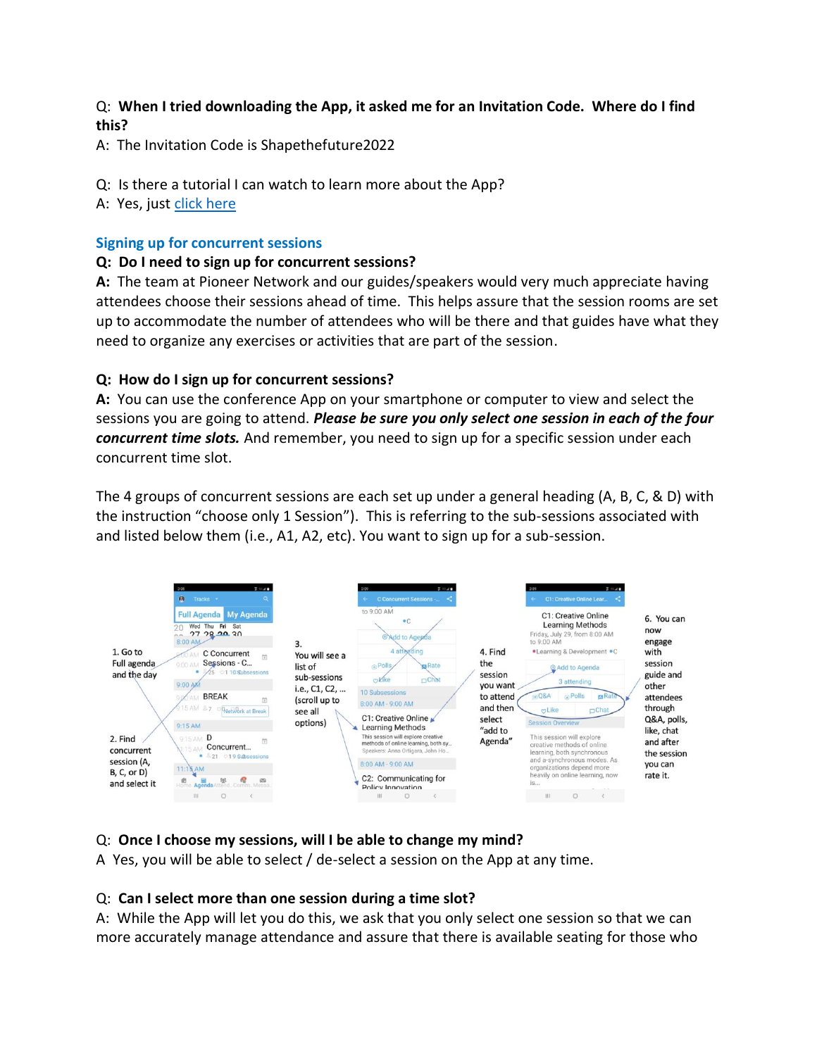Q: **When I tried downloading the App, it asked me for an Invitation Code. Where do I find this?**
A: The Invitation Code is Shapethefuture2022

Q: Is there a tutorial I can watch to learn more about the App?
A: Yes, just click here

## Signing up for concurrent sessions

**Q: Do I need to sign up for concurrent sessions?**

**A:** The team at Pioneer Network and our guides/speakers would very much appreciate having attendees choose their sessions ahead of time. This helps assure that the session rooms are set up to accommodate the number of attendees who will be there and that guides have what they need to organize any exercises or activities that are part of the session.

**Q: How do I sign up for concurrent sessions?**

**A:** You can use the conference App on your smartphone or computer to view and select the sessions you are going to attend. ***Please be sure you only select one session in each of the four concurrent time slots.*** And remember, you need to sign up for a specific session under each concurrent time slot.

The 4 groups of concurrent sessions are each set up under a general heading (A, B, C, & D) with the instruction "choose only 1 Session"). This is referring to the sub-sessions associated with and listed below them (i.e., A1, A2, etc). You want to sign up for a sub-session.

1. Go to Full agenda and the day

2. Find concurrent session (A, B, C, or D) and select it

3. You will see a list of sub-sessions i.e., C1, C2, ... (scroll up to see all options)

4. Find the session you want to attend and then select "add to Agenda"

6. You can now engage with session guide and other attendees through Q&A, polls, like, chat and after the session you can rate it.

Q: **Once I choose my sessions, will I be able to change my mind?**
A Yes, you will be able to select / de-select a session on the App at any time.

Q: **Can I select more than one session during a time slot?**
A: While the App will let you do this, we ask that you only select one session so that we can more accurately manage attendance and assure that there is available seating for those who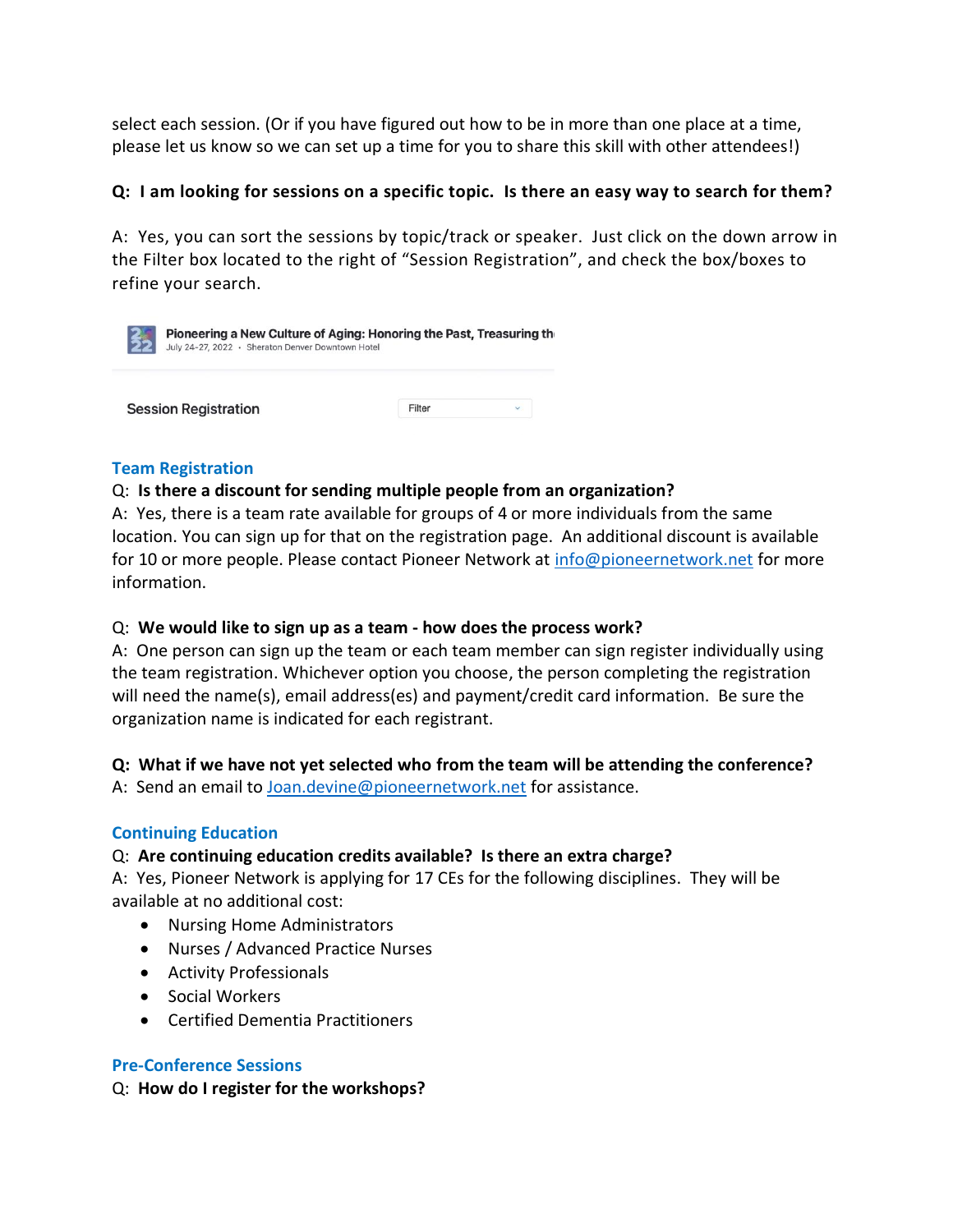select each session. (Or if you have figured out how to be in more than one place at a time, please let us know so we can set up a time for you to share this skill with other attendees!)

**Q: I am looking for sessions on a specific topic. Is there an easy way to search for them?**

A: Yes, you can sort the sessions by topic/track or speaker. Just click on the down arrow in the Filter box located to the right of "Session Registration", and check the box/boxes to refine your search.

Pioneering a New Culture of Aging: Honoring the Past, Treasuring th
July 24-27, 2022 • Sheraton Denver Downtown Hotel

Session Registration    Filter

## Team Registration

Q: **Is there a discount for sending multiple people from an organization?**
A: Yes, there is a team rate available for groups of 4 or more individuals from the same location. You can sign up for that on the registration page. An additional discount is available for 10 or more people. Please contact Pioneer Network at info@pioneernetwork.net for more information.

Q: **We would like to sign up as a team - how does the process work?**
A: One person can sign up the team or each team member can sign register individually using the team registration. Whichever option you choose, the person completing the registration will need the name(s), email address(es) and payment/credit card information. Be sure the organization name is indicated for each registrant.

**Q: What if we have not yet selected who from the team will be attending the conference?**
A: Send an email to Joan.devine@pioneernetwork.net for assistance.

## Continuing Education

Q: **Are continuing education credits available? Is there an extra charge?**
A: Yes, Pioneer Network is applying for 17 CEs for the following disciplines. They will be available at no additional cost:

- Nursing Home Administrators
- Nurses / Advanced Practice Nurses
- Activity Professionals
- Social Workers
- Certified Dementia Practitioners

## Pre-Conference Sessions

Q: **How do I register for the workshops?**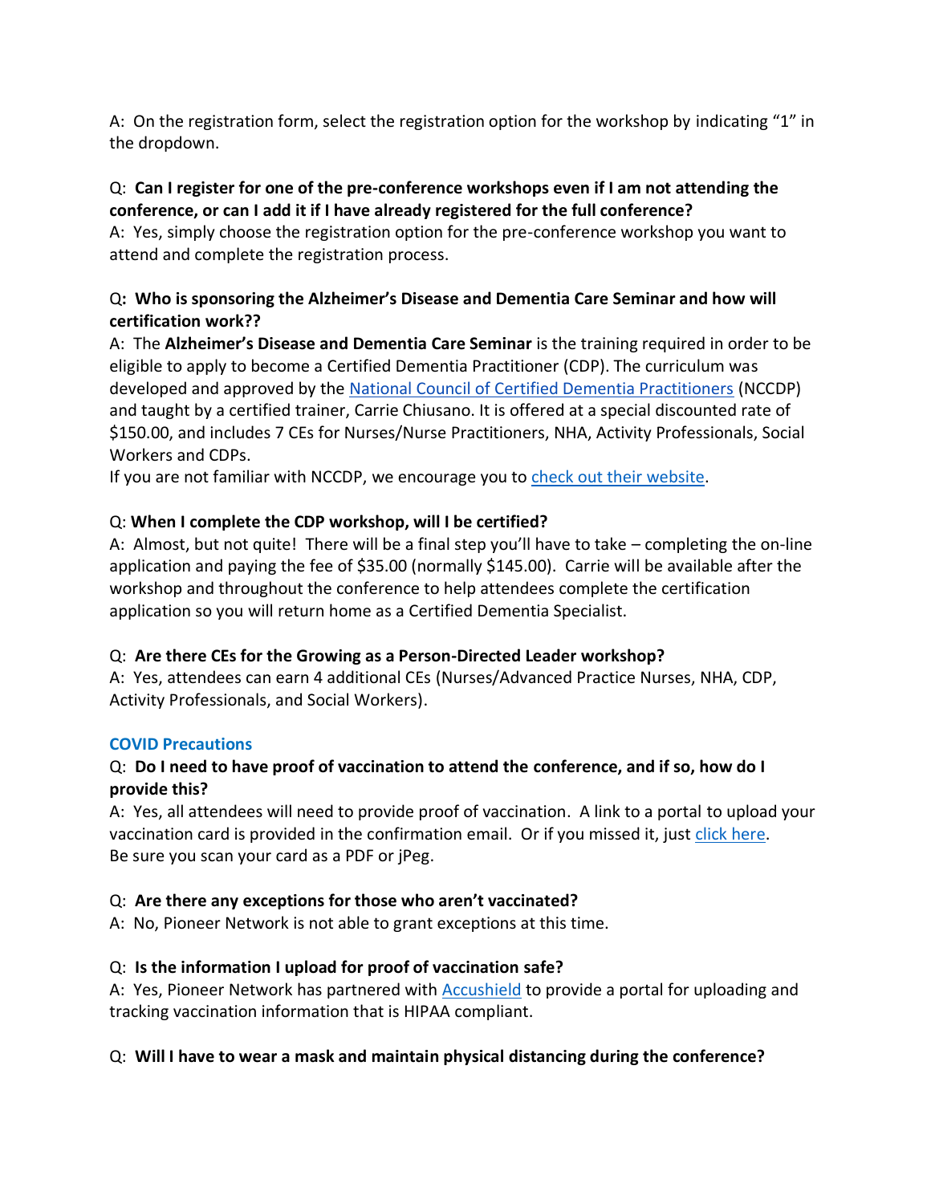A: On the registration form, select the registration option for the workshop by indicating "1" in the dropdown.

Q: **Can I register for one of the pre-conference workshops even if I am not attending the conference, or can I add it if I have already registered for the full conference?**
A: Yes, simply choose the registration option for the pre-conference workshop you want to attend and complete the registration process.

Q**: Who is sponsoring the Alzheimer's Disease and Dementia Care Seminar and how will certification work??**
A: The **Alzheimer's Disease and Dementia Care Seminar** is the training required in order to be eligible to apply to become a Certified Dementia Practitioner (CDP). The curriculum was developed and approved by the National Council of Certified Dementia Practitioners (NCCDP) and taught by a certified trainer, Carrie Chiusano. It is offered at a special discounted rate of $150.00, and includes 7 CEs for Nurses/Nurse Practitioners, NHA, Activity Professionals, Social Workers and CDPs.
If you are not familiar with NCCDP, we encourage you to check out their website.

Q: **When I complete the CDP workshop, will I be certified?**
A: Almost, but not quite! There will be a final step you'll have to take – completing the on-line application and paying the fee of $35.00 (normally $145.00). Carrie will be available after the workshop and throughout the conference to help attendees complete the certification application so you will return home as a Certified Dementia Specialist.

Q: **Are there CEs for the Growing as a Person-Directed Leader workshop?**
A: Yes, attendees can earn 4 additional CEs (Nurses/Advanced Practice Nurses, NHA, CDP, Activity Professionals, and Social Workers).

## COVID Precautions

Q: **Do I need to have proof of vaccination to attend the conference, and if so, how do I provide this?**
A: Yes, all attendees will need to provide proof of vaccination. A link to a portal to upload your vaccination card is provided in the confirmation email. Or if you missed it, just click here. Be sure you scan your card as a PDF or jPeg.

Q: **Are there any exceptions for those who aren't vaccinated?**
A: No, Pioneer Network is not able to grant exceptions at this time.

Q: **Is the information I upload for proof of vaccination safe?**
A: Yes, Pioneer Network has partnered with Accushield to provide a portal for uploading and tracking vaccination information that is HIPAA compliant.

Q: **Will I have to wear a mask and maintain physical distancing during the conference?**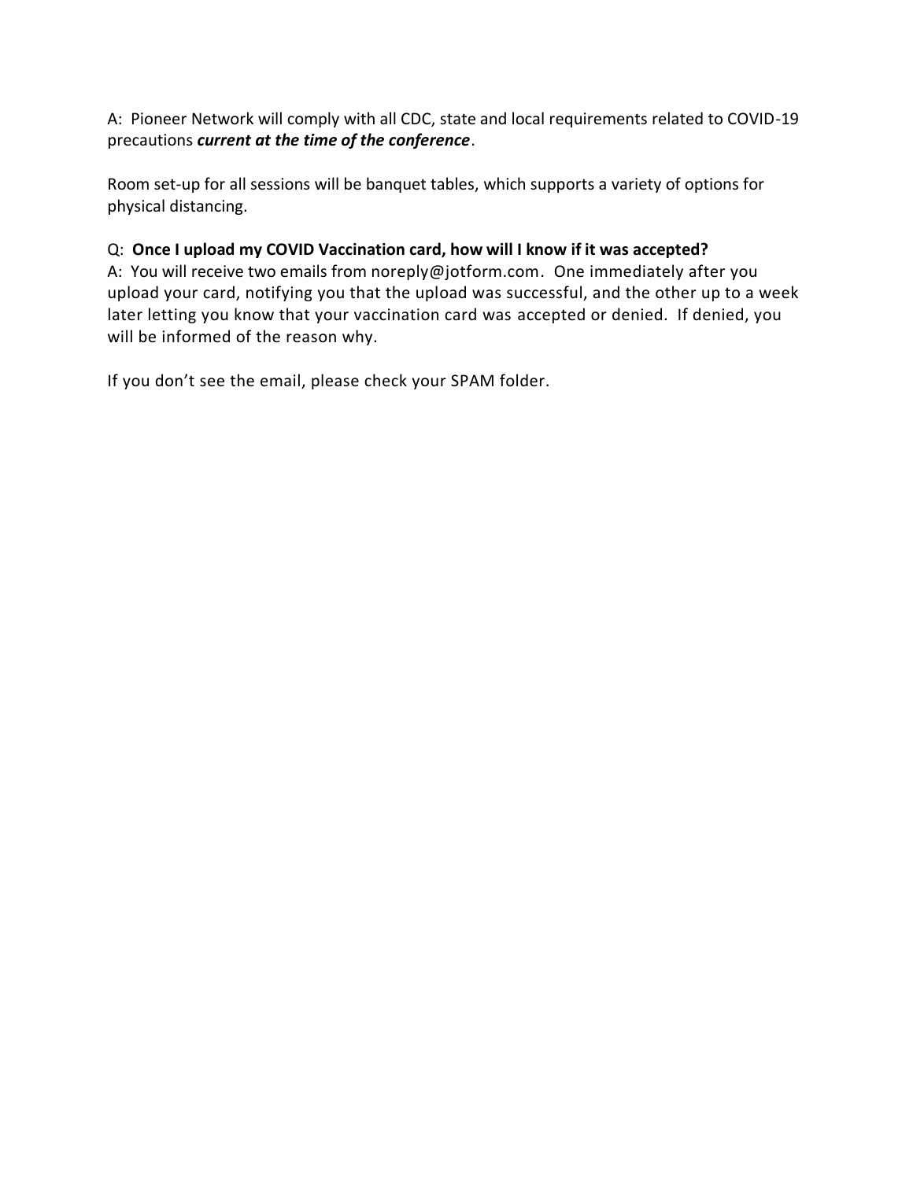A:  Pioneer Network will comply with all CDC, state and local requirements related to COVID-19 precautions ***current at the time of the conference***.

Room set-up for all sessions will be banquet tables, which supports a variety of options for physical distancing.

Q:  **Once I upload my COVID Vaccination card, how will I know if it was accepted?**
A:  You will receive two emails from noreply@jotform.com.  One immediately after you upload your card, notifying you that the upload was successful, and the other up to a week later letting you know that your vaccination card was accepted or denied.  If denied, you will be informed of the reason why.

If you don't see the email, please check your SPAM folder.